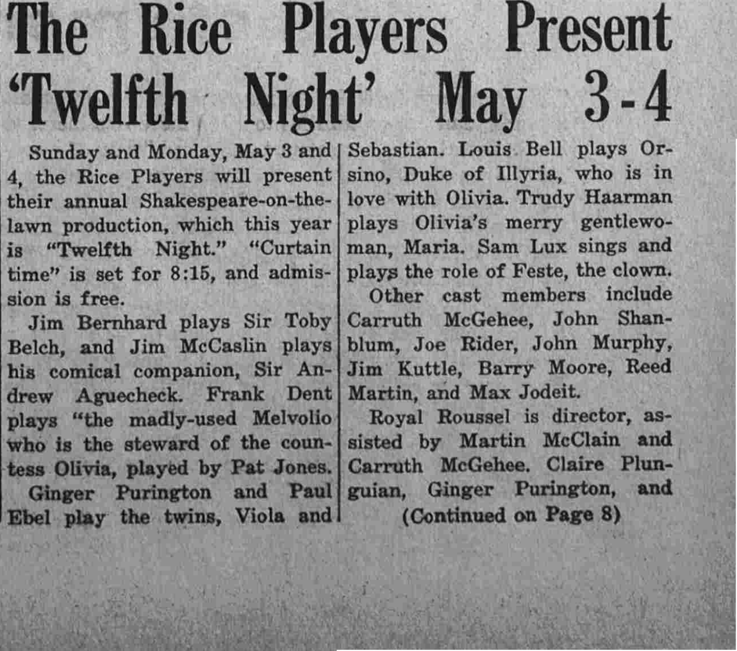# The Rice Players Present 'Twelfth Night' May 3-4

Sunday and Monday, May 3 and 4, the Rice Players will present their annual Shakespeare-on-the-lawn production, which this year is "Twelfth Night." "Curtain time" is set for 8:15, and admission is free.

Jim Bernhard plays Sir Toby Belch, and Jim McCaslin plays his comical companion, Sir Andrew Aguecheck. Frank Dent plays "the madly-used Melvolio who is the steward of the countess Olivia, played by Pat Jones.

Ginger Purington and Paul Ebel play the twins, Viola and Sebastian. Louis Bell plays Orsino, Duke of Illyria, who is in love with Olivia. Trudy Haarman plays Olivia's merry gentlewoman, Maria. Sam Lux sings and plays the role of Feste, the clown.

Other cast members include Carruth McGehee, John Shanblum, Joe Rider, John Murphy, Jim Kuttle, Barry Moore, Reed Martin, and Max Jodeit.

Royal Roussel is director, assisted by Martin McClain and Carruth McGehee. Claire Plunguian, Ginger Purington, and

(Continued on Page 8)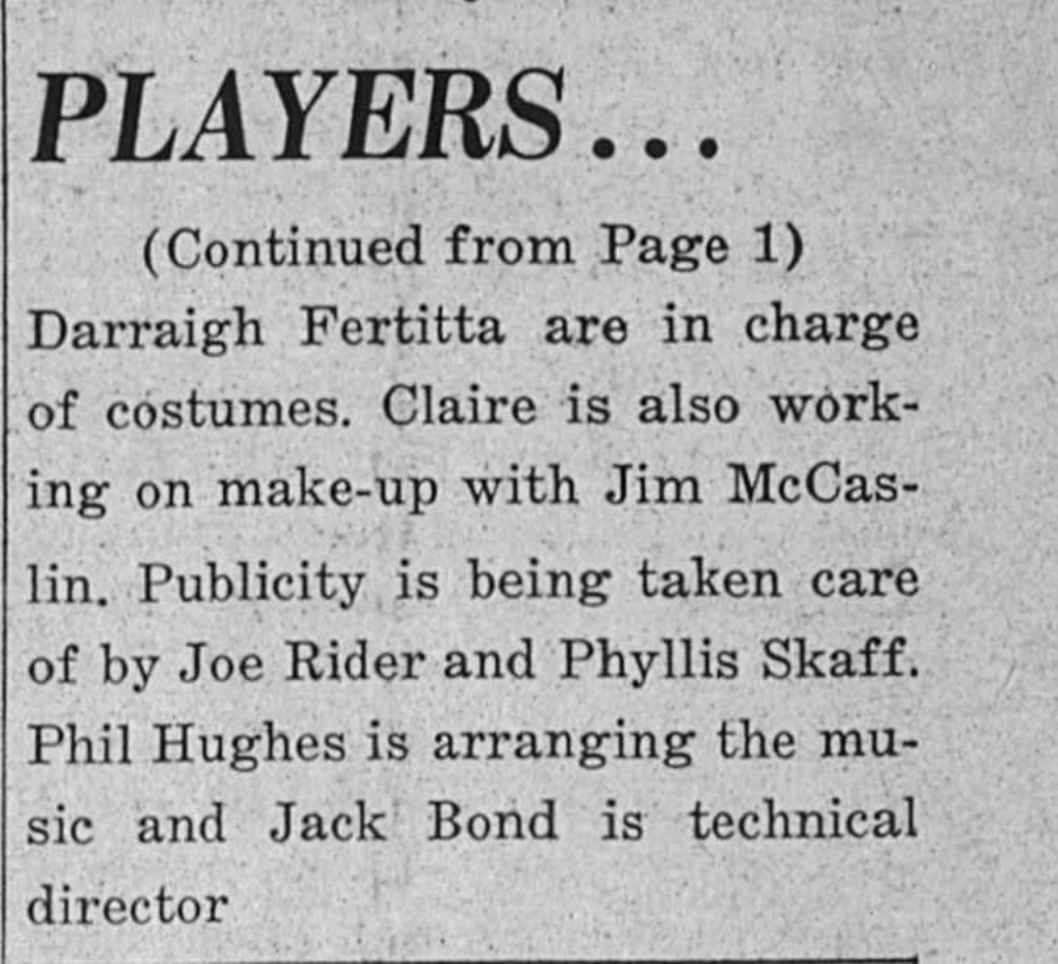# PLAYERS...

(Continued from Page 1)

Darraigh Fertitta are in charge of costumes. Claire is also working on make-up with Jim McCaslin. Publicity is being taken care of by Joe Rider and Phyllis Skaff. Phil Hughes is arranging the music and Jack Bond is technical director